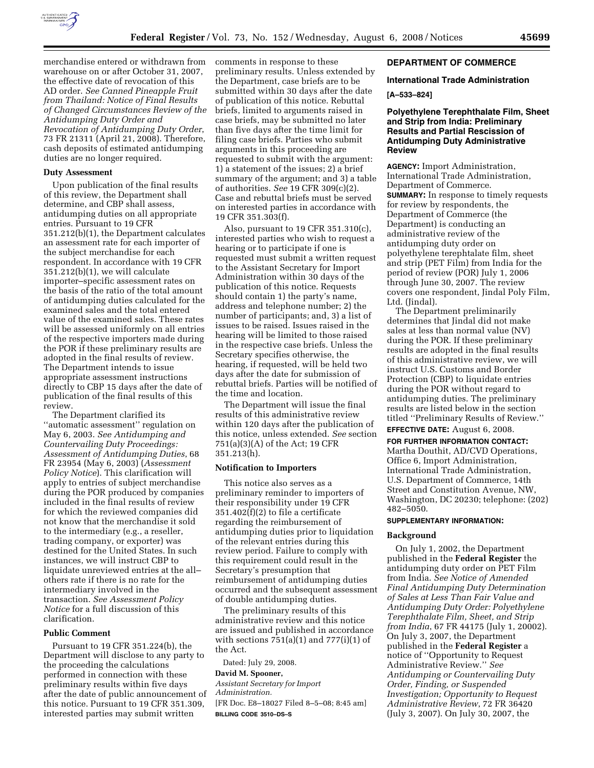merchandise entered or withdrawn from warehouse on or after October 31, 2007, the effective date of revocation of this AD order. *See Canned Pineapple Fruit from Thailand: Notice of Final Results of Changed Circumstances Review of the Antidumping Duty Order and Revocation of Antidumping Duty Order*, 73 FR 21311 (April 21, 2008). Therefore, cash deposits of estimated antidumping duties are no longer required.

### Duty Assessment

Upon publication of the final results of this review, the Department shall determine, and CBP shall assess, antidumping duties on all appropriate entries. Pursuant to 19 CFR 351.212(b)(1), the Department calculates an assessment rate for each importer of the subject merchandise for each respondent. In accordance with 19 CFR 351.212(b)(1), we will calculate importer–specific assessment rates on the basis of the ratio of the total amount of antidumping duties calculated for the examined sales and the total entered value of the examined sales. These rates will be assessed uniformly on all entries of the respective importers made during the POR if these preliminary results are adopted in the final results of review. The Department intends to issue appropriate assessment instructions directly to CBP 15 days after the date of publication of the final results of this review.

The Department clarified its ''automatic assessment'' regulation on May 6, 2003. *See Antidumping and Countervailing Duty Proceedings: Assessment of Antidumping Duties*, 68 FR 23954 (May 6, 2003) (*Assessment Policy Notice*). This clarification will apply to entries of subject merchandise during the POR produced by companies included in the final results of review for which the reviewed companies did not know that the merchandise it sold to the intermediary (e.g., a reseller, trading company, or exporter) was destined for the United States. In such instances, we will instruct CBP to liquidate unreviewed entries at the all–others rate if there is no rate for the intermediary involved in the transaction. *See Assessment Policy Notice* for a full discussion of this clarification.

### Public Comment

Pursuant to 19 CFR 351.224(b), the Department will disclose to any party to the proceeding the calculations performed in connection with these preliminary results within five days after the date of public announcement of this notice. Pursuant to 19 CFR 351.309, interested parties may submit written comments in response to these preliminary results. Unless extended by the Department, case briefs are to be submitted within 30 days after the date of publication of this notice. Rebuttal briefs, limited to arguments raised in case briefs, may be submitted no later than five days after the time limit for filing case briefs. Parties who submit arguments in this proceeding are requested to submit with the argument: 1) a statement of the issues; 2) a brief summary of the argument; and 3) a table of authorities. *See* 19 CFR 309(c)(2). Case and rebuttal briefs must be served on interested parties in accordance with 19 CFR 351.303(f).

Also, pursuant to 19 CFR 351.310(c), interested parties who wish to request a hearing or to participate if one is requested must submit a written request to the Assistant Secretary for Import Administration within 30 days of the publication of this notice. Requests should contain 1) the party's name, address and telephone number; 2) the number of participants; and, 3) a list of issues to be raised. Issues raised in the hearing will be limited to those raised in the respective case briefs. Unless the Secretary specifies otherwise, the hearing, if requested, will be held two days after the date for submission of rebuttal briefs. Parties will be notified of the time and location.

The Department will issue the final results of this administrative review within 120 days after the publication of this notice, unless extended. *See* section 751(a)(3)(A) of the Act; 19 CFR 351.213(h).

### Notification to Importers

This notice also serves as a preliminary reminder to importers of their responsibility under 19 CFR 351.402(f)(2) to file a certificate regarding the reimbursement of antidumping duties prior to liquidation of the relevant entries during this review period. Failure to comply with this requirement could result in the Secretary's presumption that reimbursement of antidumping duties occurred and the subsequent assessment of double antidumping duties.

The preliminary results of this administrative review and this notice are issued and published in accordance with sections 751(a)(1) and 777(i)(1) of the Act.

Dated: July 29, 2008.

**David M. Spooner,**

*Assistant Secretary for Import Administration.*

[FR Doc. E8–18027 Filed 8–5–08; 8:45 am]

**BILLING CODE 3510–DS–S**

## DEPARTMENT OF COMMERCE

### International Trade Administration

**[A–533–824]**

### Polyethylene Terephthalate Film, Sheet and Strip from India: Preliminary Results and Partial Rescission of Antidumping Duty Administrative Review

**AGENCY:** Import Administration, International Trade Administration, Department of Commerce.

**SUMMARY:** In response to timely requests for review by respondents, the Department of Commerce (the Department) is conducting an administrative review of the antidumping duty order on polyethylene terephtalate film, sheet and strip (PET Film) from India for the period of review (POR) July 1, 2006 through June 30, 2007. The review covers one respondent, Jindal Poly Film, Ltd. (Jindal).

The Department preliminarily determines that Jindal did not make sales at less than normal value (NV) during the POR. If these preliminary results are adopted in the final results of this administrative review, we will instruct U.S. Customs and Border Protection (CBP) to liquidate entries during the POR without regard to antidumping duties. The preliminary results are listed below in the section titled ''Preliminary Results of Review.''

**EFFECTIVE DATE:** August 6, 2008.

**FOR FURTHER INFORMATION CONTACT:** Martha Douthit, AD/CVD Operations, Office 6, Import Administration, International Trade Administration, U.S. Department of Commerce, 14th Street and Constitution Avenue, NW, Washington, DC 20230; telephone: (202) 482–5050.

**SUPPLEMENTARY INFORMATION:**

### Background

On July 1, 2002, the Department published in the **Federal Register** the antidumping duty order on PET Film from India. *See Notice of Amended Final Antidumping Duty Determination of Sales at Less Than Fair Value and Antidumping Duty Order: Polyethylene Terephthalate Film, Sheet, and Strip from India*, 67 FR 44175 (July 1, 20002). On July 3, 2007, the Department published in the **Federal Register** a notice of ''Opportunity to Request Administrative Review.'' *See Antidumping or Countervailing Duty Order, Finding, or Suspended Investigation; Opportunity to Request Administrative Review*, 72 FR 36420 (July 3, 2007). On July 30, 2007, the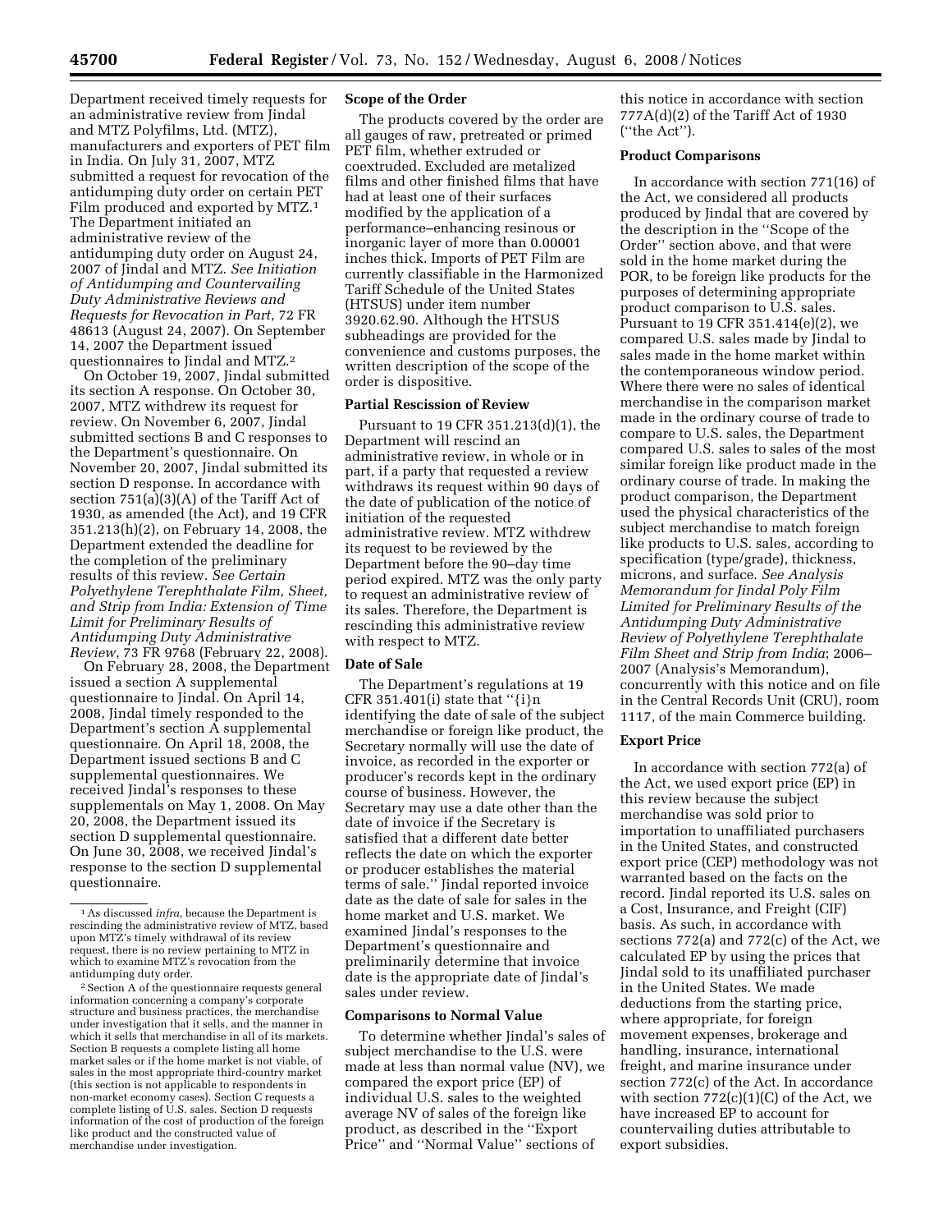Department received timely requests for an administrative review from Jindal and MTZ Polyfilms, Ltd. (MTZ), manufacturers and exporters of PET film in India. On July 31, 2007, MTZ submitted a request for revocation of the antidumping duty order on certain PET Film produced and exported by MTZ.[1] The Department initiated an administrative review of the antidumping duty order on August 24, 2007 of Jindal and MTZ. *See Initiation of Antidumping and Countervailing Duty Administrative Reviews and Requests for Revocation in Part*, 72 FR 48613 (August 24, 2007). On September 14, 2007 the Department issued questionnaires to Jindal and MTZ.[2]

On October 19, 2007, Jindal submitted its section A response. On October 30, 2007, MTZ withdrew its request for review. On November 6, 2007, Jindal submitted sections B and C responses to the Department's questionnaire. On November 20, 2007, Jindal submitted its section D response. In accordance with section 751(a)(3)(A) of the Tariff Act of 1930, as amended (the Act), and 19 CFR 351.213(h)(2), on February 14, 2008, the Department extended the deadline for the completion of the preliminary results of this review. *See Certain Polyethylene Terephthalate Film, Sheet, and Strip from India: Extension of Time Limit for Preliminary Results of Antidumping Duty Administrative Review*, 73 FR 9768 (February 22, 2008).

On February 28, 2008, the Department issued a section A supplemental questionnaire to Jindal. On April 14, 2008, Jindal timely responded to the Department's section A supplemental questionnaire. On April 18, 2008, the Department issued sections B and C supplemental questionnaires. We received Jindal's responses to these supplementals on May 1, 2008. On May 20, 2008, the Department issued its section D supplemental questionnaire. On June 30, 2008, we received Jindal's response to the section D supplemental questionnaire.

[1] As discussed *infra*, because the Department is rescinding the administrative review of MTZ, based upon MTZ's timely withdrawal of its review request, there is no review pertaining to MTZ in which to examine MTZ's revocation from the antidumping duty order.

[2] Section A of the questionnaire requests general information concerning a company's corporate structure and business practices, the merchandise under investigation that it sells, and the manner in which it sells that merchandise in all of its markets. Section B requests a complete listing all home market sales or if the home market is not viable, of sales in the most appropriate third-country market (this section is not applicable to respondents in non-market economy cases). Section C requests a complete listing of U.S. sales. Section D requests information of the cost of production of the foreign like product and the constructed value of merchandise under investigation.

## Scope of the Order

The products covered by the order are all gauges of raw, pretreated or primed PET film, whether extruded or coextruded. Excluded are metalized films and other finished films that have had at least one of their surfaces modified by the application of a performance–enhancing resinous or inorganic layer of more than 0.00001 inches thick. Imports of PET Film are currently classifiable in the Harmonized Tariff Schedule of the United States (HTSUS) under item number 3920.62.90. Although the HTSUS subheadings are provided for the convenience and customs purposes, the written description of the scope of the order is dispositive.

## Partial Rescission of Review

Pursuant to 19 CFR 351.213(d)(1), the Department will rescind an administrative review, in whole or in part, if a party that requested a review withdraws its request within 90 days of the date of publication of the notice of initiation of the requested administrative review. MTZ withdrew its request to be reviewed by the Department before the 90–day time period expired. MTZ was the only party to request an administrative review of its sales. Therefore, the Department is rescinding this administrative review with respect to MTZ.

## Date of Sale

The Department's regulations at 19 CFR 351.401(i) state that ''{i}n identifying the date of sale of the subject merchandise or foreign like product, the Secretary normally will use the date of invoice, as recorded in the exporter or producer's records kept in the ordinary course of business. However, the Secretary may use a date other than the date of invoice if the Secretary is satisfied that a different date better reflects the date on which the exporter or producer establishes the material terms of sale.'' Jindal reported invoice date as the date of sale for sales in the home market and U.S. market. We examined Jindal's responses to the Department's questionnaire and preliminarily determine that invoice date is the appropriate date of Jindal's sales under review.

## Comparisons to Normal Value

To determine whether Jindal's sales of subject merchandise to the U.S. were made at less than normal value (NV), we compared the export price (EP) of individual U.S. sales to the weighted average NV of sales of the foreign like product, as described in the ''Export Price'' and ''Normal Value'' sections of this notice in accordance with section 777A(d)(2) of the Tariff Act of 1930 (''the Act'').

## Product Comparisons

In accordance with section 771(16) of the Act, we considered all products produced by Jindal that are covered by the description in the ''Scope of the Order'' section above, and that were sold in the home market during the POR, to be foreign like products for the purposes of determining appropriate product comparison to U.S. sales. Pursuant to 19 CFR 351.414(e)(2), we compared U.S. sales made by Jindal to sales made in the home market within the contemporaneous window period. Where there were no sales of identical merchandise in the comparison market made in the ordinary course of trade to compare to U.S. sales, the Department compared U.S. sales to sales of the most similar foreign like product made in the ordinary course of trade. In making the product comparison, the Department used the physical characteristics of the subject merchandise to match foreign like products to U.S. sales, according to specification (type/grade), thickness, microns, and surface. *See Analysis Memorandum for Jindal Poly Film Limited for Preliminary Results of the Antidumping Duty Administrative Review of Polyethylene Terephthalate Film Sheet and Strip from India*; 2006–2007 (Analysis's Memorandum), concurrently with this notice and on file in the Central Records Unit (CRU), room 1117, of the main Commerce building.

## Export Price

In accordance with section 772(a) of the Act, we used export price (EP) in this review because the subject merchandise was sold prior to importation to unaffiliated purchasers in the United States, and constructed export price (CEP) methodology was not warranted based on the facts on the record. Jindal reported its U.S. sales on a Cost, Insurance, and Freight (CIF) basis. As such, in accordance with sections 772(a) and 772(c) of the Act, we calculated EP by using the prices that Jindal sold to its unaffiliated purchaser in the United States. We made deductions from the starting price, where appropriate, for foreign movement expenses, brokerage and handling, insurance, international freight, and marine insurance under section 772(c) of the Act. In accordance with section 772(c)(1)(C) of the Act, we have increased EP to account for countervailing duties attributable to export subsidies.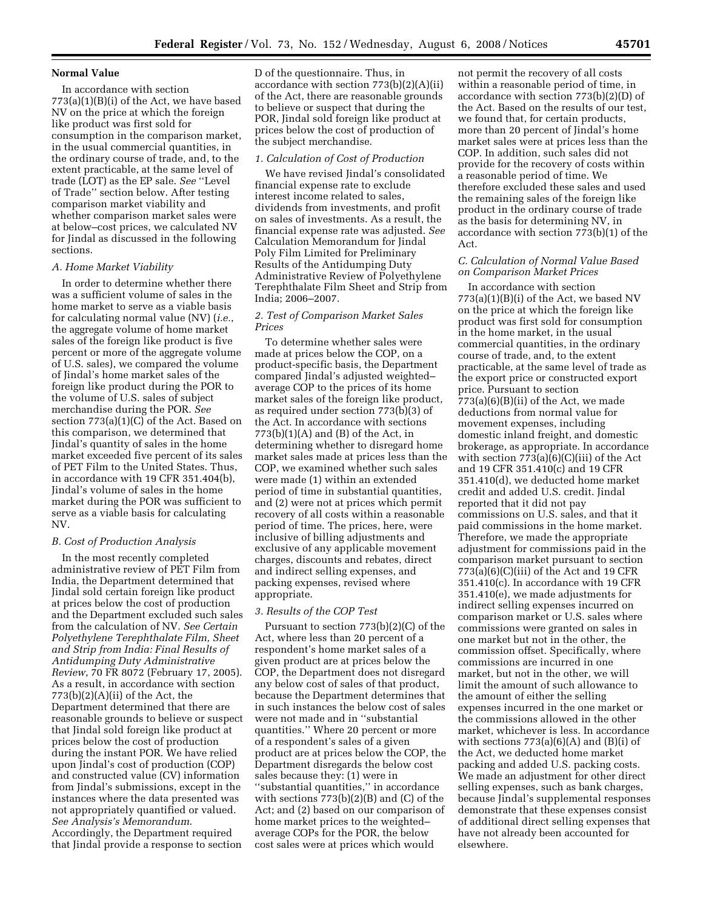**Normal Value**

In accordance with section 773(a)(1)(B)(i) of the Act, we have based NV on the price at which the foreign like product was first sold for consumption in the comparison market, in the usual commercial quantities, in the ordinary course of trade, and, to the extent practicable, at the same level of trade (LOT) as the EP sale. *See* ''Level of Trade'' section below. After testing comparison market viability and whether comparison market sales were at below–cost prices, we calculated NV for Jindal as discussed in the following sections.

*A. Home Market Viability*

In order to determine whether there was a sufficient volume of sales in the home market to serve as a viable basis for calculating normal value (NV) (*i.e.*, the aggregate volume of home market sales of the foreign like product is five percent or more of the aggregate volume of U.S. sales), we compared the volume of Jindal's home market sales of the foreign like product during the POR to the volume of U.S. sales of subject merchandise during the POR. *See* section 773(a)(1)(C) of the Act. Based on this comparison, we determined that Jindal's quantity of sales in the home market exceeded five percent of its sales of PET Film to the United States. Thus, in accordance with 19 CFR 351.404(b), Jindal's volume of sales in the home market during the POR was sufficient to serve as a viable basis for calculating NV.

*B. Cost of Production Analysis*

In the most recently completed administrative review of PET Film from India, the Department determined that Jindal sold certain foreign like product at prices below the cost of production and the Department excluded such sales from the calculation of NV. *See Certain Polyethylene Terephthalate Film, Sheet and Strip from India: Final Results of Antidumping Duty Administrative Review*, 70 FR 8072 (February 17, 2005). As a result, in accordance with section 773(b)(2)(A)(ii) of the Act, the Department determined that there are reasonable grounds to believe or suspect that Jindal sold foreign like product at prices below the cost of production during the instant POR. We have relied upon Jindal's cost of production (COP) and constructed value (CV) information from Jindal's submissions, except in the instances where the data presented was not appropriately quantified or valued. *See Analysis's Memorandum*. Accordingly, the Department required that Jindal provide a response to section D of the questionnaire. Thus, in accordance with section 773(b)(2)(A)(ii) of the Act, there are reasonable grounds to believe or suspect that during the POR, Jindal sold foreign like product at prices below the cost of production of the subject merchandise.

*1. Calculation of Cost of Production*

We have revised Jindal's consolidated financial expense rate to exclude interest income related to sales, dividends from investments, and profit on sales of investments. As a result, the financial expense rate was adjusted. *See* Calculation Memorandum for Jindal Poly Film Limited for Preliminary Results of the Antidumping Duty Administrative Review of Polyethylene Terephthalate Film Sheet and Strip from India; 2006–2007.

*2. Test of Comparison Market Sales Prices*

To determine whether sales were made at prices below the COP, on a product-specific basis, the Department compared Jindal's adjusted weighted–average COP to the prices of its home market sales of the foreign like product, as required under section 773(b)(3) of the Act. In accordance with sections 773(b)(1)(A) and (B) of the Act, in determining whether to disregard home market sales made at prices less than the COP, we examined whether such sales were made (1) within an extended period of time in substantial quantities, and (2) were not at prices which permit recovery of all costs within a reasonable period of time. The prices, here, were inclusive of billing adjustments and exclusive of any applicable movement charges, discounts and rebates, direct and indirect selling expenses, and packing expenses, revised where appropriate.

*3. Results of the COP Test*

Pursuant to section 773(b)(2)(C) of the Act, where less than 20 percent of a respondent's home market sales of a given product are at prices below the COP, the Department does not disregard any below cost of sales of that product, because the Department determines that in such instances the below cost of sales were not made and in ''substantial quantities.'' Where 20 percent or more of a respondent's sales of a given product are at prices below the COP, the Department disregards the below cost sales because they: (1) were in ''substantial quantities,'' in accordance with sections 773(b)(2)(B) and (C) of the Act; and (2) based on our comparison of home market prices to the weighted–average COPs for the POR, the below cost sales were at prices which would not permit the recovery of all costs within a reasonable period of time, in accordance with section 773(b)(2)(D) of the Act. Based on the results of our test, we found that, for certain products, more than 20 percent of Jindal's home market sales were at prices less than the COP. In addition, such sales did not provide for the recovery of costs within a reasonable period of time. We therefore excluded these sales and used the remaining sales of the foreign like product in the ordinary course of trade as the basis for determining NV, in accordance with section 773(b)(1) of the Act.

*C. Calculation of Normal Value Based on Comparison Market Prices*

In accordance with section 773(a)(1)(B)(i) of the Act, we based NV on the price at which the foreign like product was first sold for consumption in the home market, in the usual commercial quantities, in the ordinary course of trade, and, to the extent practicable, at the same level of trade as the export price or constructed export price. Pursuant to section 773(a)(6)(B)(ii) of the Act, we made deductions from normal value for movement expenses, including domestic inland freight, and domestic brokerage, as appropriate. In accordance with section 773(a)(6)(C)(iii) of the Act and 19 CFR 351.410(c) and 19 CFR 351.410(d), we deducted home market credit and added U.S. credit. Jindal reported that it did not pay commissions on U.S. sales, and that it paid commissions in the home market. Therefore, we made the appropriate adjustment for commissions paid in the comparison market pursuant to section 773(a)(6)(C)(iii) of the Act and 19 CFR 351.410(c). In accordance with 19 CFR 351.410(e), we made adjustments for indirect selling expenses incurred on comparison market or U.S. sales where commissions were granted on sales in one market but not in the other, the commission offset. Specifically, where commissions are incurred in one market, but not in the other, we will limit the amount of such allowance to the amount of either the selling expenses incurred in the one market or the commissions allowed in the other market, whichever is less. In accordance with sections 773(a)(6)(A) and (B)(i) of the Act, we deducted home market packing and added U.S. packing costs. We made an adjustment for other direct selling expenses, such as bank charges, because Jindal's supplemental responses demonstrate that these expenses consist of additional direct selling expenses that have not already been accounted for elsewhere.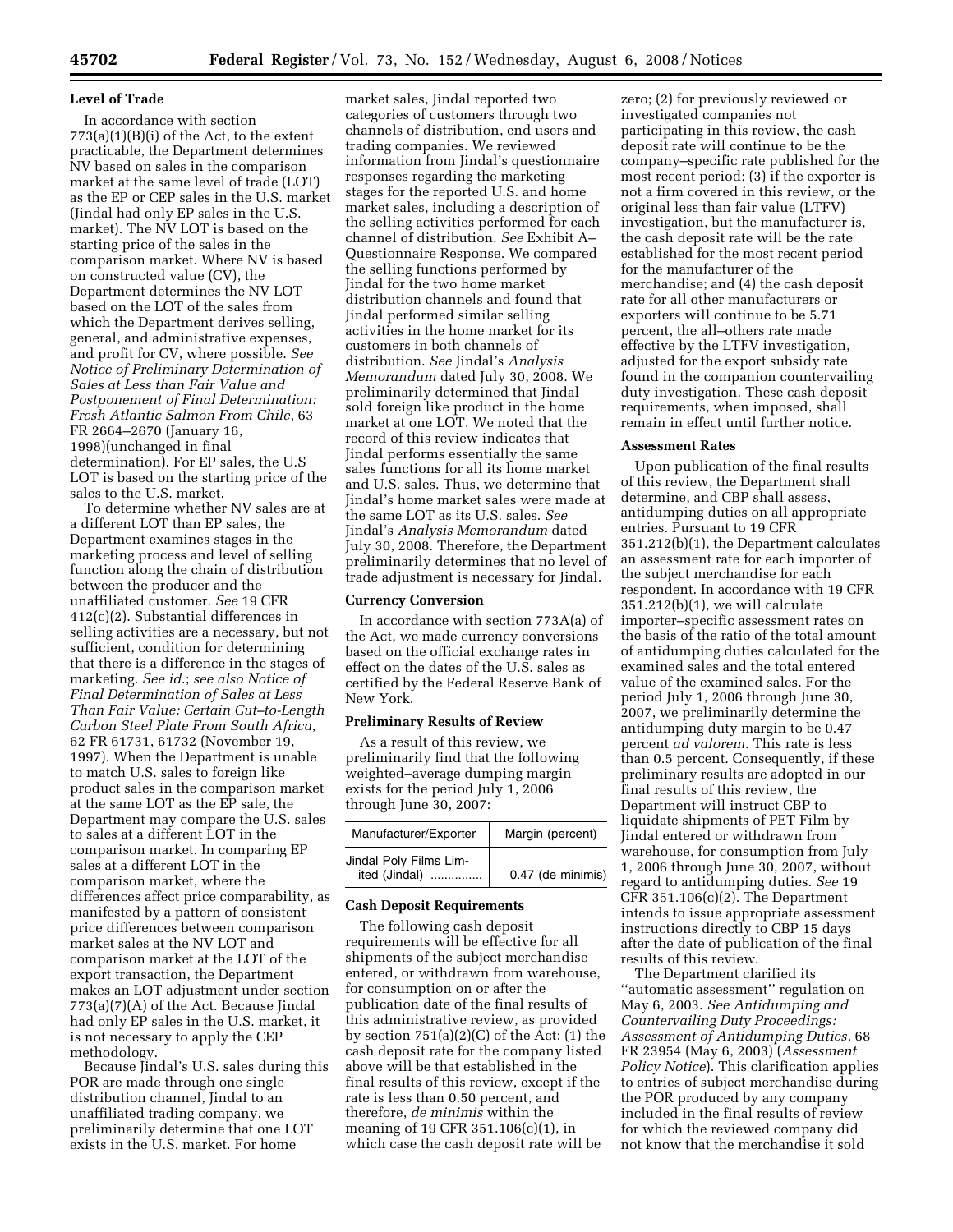### Level of Trade

In accordance with section 773(a)(1)(B)(i) of the Act, to the extent practicable, the Department determines NV based on sales in the comparison market at the same level of trade (LOT) as the EP or CEP sales in the U.S. market (Jindal had only EP sales in the U.S. market). The NV LOT is based on the starting price of the sales in the comparison market. Where NV is based on constructed value (CV), the Department determines the NV LOT based on the LOT of the sales from which the Department derives selling, general, and administrative expenses, and profit for CV, where possible. *See Notice of Preliminary Determination of Sales at Less than Fair Value and Postponement of Final Determination: Fresh Atlantic Salmon From Chile*, 63 FR 2664–2670 (January 16, 1998)(unchanged in final determination). For EP sales, the U.S LOT is based on the starting price of the sales to the U.S. market.

To determine whether NV sales are at a different LOT than EP sales, the Department examines stages in the marketing process and level of selling function along the chain of distribution between the producer and the unaffiliated customer. *See* 19 CFR 412(c)(2). Substantial differences in selling activities are a necessary, but not sufficient, condition for determining that there is a difference in the stages of marketing. *See id.*; *see also Notice of Final Determination of Sales at Less Than Fair Value: Certain Cut–to-Length Carbon Steel Plate From South Africa*, 62 FR 61731, 61732 (November 19, 1997). When the Department is unable to match U.S. sales to foreign like product sales in the comparison market at the same LOT as the EP sale, the Department may compare the U.S. sales to sales at a different LOT in the comparison market. In comparing EP sales at a different LOT in the comparison market, where the differences affect price comparability, as manifested by a pattern of consistent price differences between comparison market sales at the NV LOT and comparison market at the LOT of the export transaction, the Department makes an LOT adjustment under section 773(a)(7)(A) of the Act. Because Jindal had only EP sales in the U.S. market, it is not necessary to apply the CEP methodology.

Because Jindal's U.S. sales during this POR are made through one single distribution channel, Jindal to an unaffiliated trading company, we preliminarily determine that one LOT exists in the U.S. market. For home market sales, Jindal reported two categories of customers through two channels of distribution, end users and trading companies. We reviewed information from Jindal's questionnaire responses regarding the marketing stages for the reported U.S. and home market sales, including a description of the selling activities performed for each channel of distribution. *See* Exhibit A–Questionnaire Response. We compared the selling functions performed by Jindal for the two home market distribution channels and found that Jindal performed similar selling activities in the home market for its customers in both channels of distribution. *See* Jindal's *Analysis Memorandum* dated July 30, 2008. We preliminarily determined that Jindal sold foreign like product in the home market at one LOT. We noted that the record of this review indicates that Jindal performs essentially the same sales functions for all its home market and U.S. sales. Thus, we determine that Jindal's home market sales were made at the same LOT as its U.S. sales. *See* Jindal's *Analysis Memorandum* dated July 30, 2008. Therefore, the Department preliminarily determines that no level of trade adjustment is necessary for Jindal.

### Currency Conversion

In accordance with section 773A(a) of the Act, we made currency conversions based on the official exchange rates in effect on the dates of the U.S. sales as certified by the Federal Reserve Bank of New York.

### Preliminary Results of Review

As a result of this review, we preliminarily find that the following weighted–average dumping margin exists for the period July 1, 2006 through June 30, 2007:

| Manufacturer/Exporter | Margin (percent) |
| --- | --- |
| Jindal Poly Films Limited (Jindal) .............. | 0.47 (de minimis) |

### Cash Deposit Requirements

The following cash deposit requirements will be effective for all shipments of the subject merchandise entered, or withdrawn from warehouse, for consumption on or after the publication date of the final results of this administrative review, as provided by section 751(a)(2)(C) of the Act: (1) the cash deposit rate for the company listed above will be that established in the final results of this review, except if the rate is less than 0.50 percent, and therefore, *de minimis* within the meaning of 19 CFR 351.106(c)(1), in which case the cash deposit rate will be zero; (2) for previously reviewed or investigated companies not participating in this review, the cash deposit rate will continue to be the company–specific rate published for the most recent period; (3) if the exporter is not a firm covered in this review, or the original less than fair value (LTFV) investigation, but the manufacturer is, the cash deposit rate will be the rate established for the most recent period for the manufacturer of the merchandise; and (4) the cash deposit rate for all other manufacturers or exporters will continue to be 5.71 percent, the all–others rate made effective by the LTFV investigation, adjusted for the export subsidy rate found in the companion countervailing duty investigation. These cash deposit requirements, when imposed, shall remain in effect until further notice.

### Assessment Rates

Upon publication of the final results of this review, the Department shall determine, and CBP shall assess, antidumping duties on all appropriate entries. Pursuant to 19 CFR 351.212(b)(1), the Department calculates an assessment rate for each importer of the subject merchandise for each respondent. In accordance with 19 CFR 351.212(b)(1), we will calculate importer–specific assessment rates on the basis of the ratio of the total amount of antidumping duties calculated for the examined sales and the total entered value of the examined sales. For the period July 1, 2006 through June 30, 2007, we preliminarily determine the antidumping duty margin to be 0.47 percent *ad valorem*. This rate is less than 0.5 percent. Consequently, if these preliminary results are adopted in our final results of this review, the Department will instruct CBP to liquidate shipments of PET Film by Jindal entered or withdrawn from warehouse, for consumption from July 1, 2006 through June 30, 2007, without regard to antidumping duties. *See* 19 CFR 351.106(c)(2). The Department intends to issue appropriate assessment instructions directly to CBP 15 days after the date of publication of the final results of this review.

The Department clarified its ''automatic assessment'' regulation on May 6, 2003. *See Antidumping and Countervailing Duty Proceedings: Assessment of Antidumping Duties*, 68 FR 23954 (May 6, 2003) (*Assessment Policy Notice*). This clarification applies to entries of subject merchandise during the POR produced by any company included in the final results of review for which the reviewed company did not know that the merchandise it sold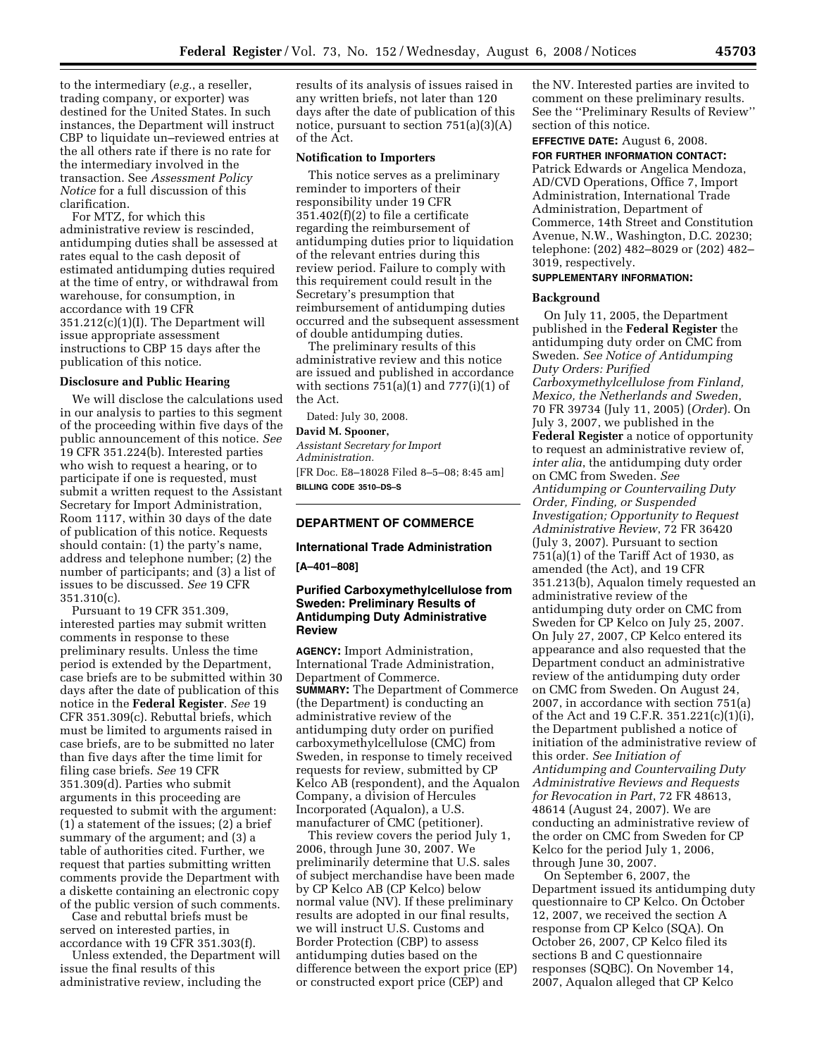to the intermediary (*e.g.*, a reseller, trading company, or exporter) was destined for the United States. In such instances, the Department will instruct CBP to liquidate un–reviewed entries at the all others rate if there is no rate for the intermediary involved in the transaction. See *Assessment Policy Notice* for a full discussion of this clarification.

For MTZ, for which this administrative review is rescinded, antidumping duties shall be assessed at rates equal to the cash deposit of estimated antidumping duties required at the time of entry, or withdrawal from warehouse, for consumption, in accordance with 19 CFR 351.212(c)(1)(I). The Department will issue appropriate assessment instructions to CBP 15 days after the publication of this notice.

**Disclosure and Public Hearing**

We will disclose the calculations used in our analysis to parties to this segment of the proceeding within five days of the public announcement of this notice. *See* 19 CFR 351.224(b). Interested parties who wish to request a hearing, or to participate if one is requested, must submit a written request to the Assistant Secretary for Import Administration, Room 1117, within 30 days of the date of publication of this notice. Requests should contain: (1) the party's name, address and telephone number; (2) the number of participants; and (3) a list of issues to be discussed. *See* 19 CFR 351.310(c).

Pursuant to 19 CFR 351.309, interested parties may submit written comments in response to these preliminary results. Unless the time period is extended by the Department, case briefs are to be submitted within 30 days after the date of publication of this notice in the **Federal Register**. *See* 19 CFR 351.309(c). Rebuttal briefs, which must be limited to arguments raised in case briefs, are to be submitted no later than five days after the time limit for filing case briefs. *See* 19 CFR 351.309(d). Parties who submit arguments in this proceeding are requested to submit with the argument: (1) a statement of the issues; (2) a brief summary of the argument; and (3) a table of authorities cited. Further, we request that parties submitting written comments provide the Department with a diskette containing an electronic copy of the public version of such comments.

Case and rebuttal briefs must be served on interested parties, in accordance with 19 CFR 351.303(f).

Unless extended, the Department will issue the final results of this administrative review, including the results of its analysis of issues raised in any written briefs, not later than 120 days after the date of publication of this notice, pursuant to section 751(a)(3)(A) of the Act.

**Notification to Importers**

This notice serves as a preliminary reminder to importers of their responsibility under 19 CFR 351.402(f)(2) to file a certificate regarding the reimbursement of antidumping duties prior to liquidation of the relevant entries during this review period. Failure to comply with this requirement could result in the Secretary's presumption that reimbursement of antidumping duties occurred and the subsequent assessment of double antidumping duties.

The preliminary results of this administrative review and this notice are issued and published in accordance with sections 751(a)(1) and 777(i)(1) of the Act.

Dated: July 30, 2008.

**David M. Spooner,**

*Assistant Secretary for Import Administration.*

[FR Doc. E8–18028 Filed 8–5–08; 8:45 am]

**BILLING CODE 3510–DS–S**

---

**DEPARTMENT OF COMMERCE**

**International Trade Administration**

**[A–401–808]**

## Purified Carboxymethylcellulose from Sweden: Preliminary Results of Antidumping Duty Administrative Review

**AGENCY:** Import Administration, International Trade Administration, Department of Commerce.

**SUMMARY:** The Department of Commerce (the Department) is conducting an administrative review of the antidumping duty order on purified carboxymethylcellulose (CMC) from Sweden, in response to timely received requests for review, submitted by CP Kelco AB (respondent), and the Aqualon Company, a division of Hercules Incorporated (Aqualon), a U.S. manufacturer of CMC (petitioner).

This review covers the period July 1, 2006, through June 30, 2007. We preliminarily determine that U.S. sales of subject merchandise have been made by CP Kelco AB (CP Kelco) below normal value (NV). If these preliminary results are adopted in our final results, we will instruct U.S. Customs and Border Protection (CBP) to assess antidumping duties based on the difference between the export price (EP) or constructed export price (CEP) and the NV. Interested parties are invited to comment on these preliminary results. See the ''Preliminary Results of Review'' section of this notice.

**EFFECTIVE DATE:** August 6, 2008.

**FOR FURTHER INFORMATION CONTACT:** Patrick Edwards or Angelica Mendoza, AD/CVD Operations, Office 7, Import Administration, International Trade Administration, Department of Commerce, 14th Street and Constitution Avenue, N.W., Washington, D.C. 20230; telephone: (202) 482–8029 or (202) 482–3019, respectively.

**SUPPLEMENTARY INFORMATION:**

**Background**

On July 11, 2005, the Department published in the **Federal Register** the antidumping duty order on CMC from Sweden. *See Notice of Antidumping Duty Orders: Purified Carboxymethylcellulose from Finland, Mexico, the Netherlands and Sweden*, 70 FR 39734 (July 11, 2005) (*Order*). On July 3, 2007, we published in the **Federal Register** a notice of opportunity to request an administrative review of, *inter alia*, the antidumping duty order on CMC from Sweden. *See Antidumping or Countervailing Duty Order, Finding, or Suspended Investigation; Opportunity to Request Administrative Review*, 72 FR 36420 (July 3, 2007). Pursuant to section 751(a)(1) of the Tariff Act of 1930, as amended (the Act), and 19 CFR 351.213(b), Aqualon timely requested an administrative review of the antidumping duty order on CMC from Sweden for CP Kelco on July 25, 2007. On July 27, 2007, CP Kelco entered its appearance and also requested that the Department conduct an administrative review of the antidumping duty order on CMC from Sweden. On August 24, 2007, in accordance with section 751(a) of the Act and 19 C.F.R. 351.221(c)(1)(i), the Department published a notice of initiation of the administrative review of this order. *See Initiation of Antidumping and Countervailing Duty Administrative Reviews and Requests for Revocation in Part*, 72 FR 48613, 48614 (August 24, 2007). We are conducting an administrative review of the order on CMC from Sweden for CP Kelco for the period July 1, 2006, through June 30, 2007.

On September 6, 2007, the Department issued its antidumping duty questionnaire to CP Kelco. On October 12, 2007, we received the section A response from CP Kelco (SQA). On October 26, 2007, CP Kelco filed its sections B and C questionnaire responses (SQBC). On November 14, 2007, Aqualon alleged that CP Kelco